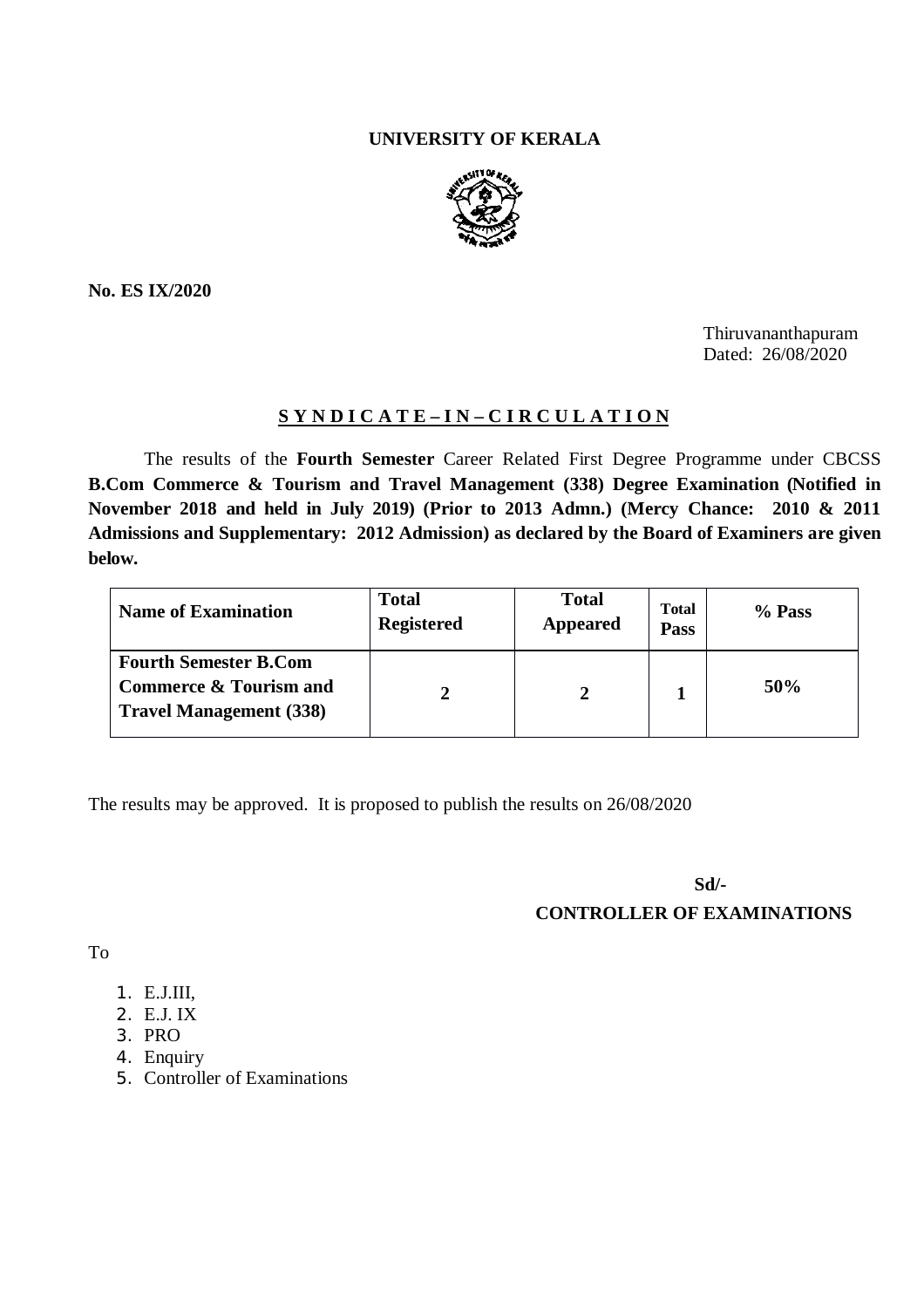# UNIVERSITY OF KERALA

**No. ES IX/2020**

Thiruvananthapuram
Dated: 26/08/2020

## S Y N D I C A T E – I N – C I R C U L A T I O N

The results of the **Fourth Semester** Career Related First Degree Programme under CBCSS **B.Com Commerce & Tourism and Travel Management (338) Degree Examination (Notified in November 2018 and held in July 2019) (Prior to 2013 Admn.) (Mercy Chance: 2010 & 2011 Admissions and Supplementary: 2012 Admission) as declared by the Board of Examiners are given below.**

| Name of Examination | Total Registered | Total Appeared | Total Pass | % Pass |
|---|---|---|---|---|
| **Fourth Semester B.Com Commerce & Tourism and Travel Management (338)** | **2** | **2** | **1** | **50%** |

The results may be approved. It is proposed to publish the results on 26/08/2020

**Sd/-**
**CONTROLLER OF EXAMINATIONS**

To

1. E.J.III,
2. E.J. IX
3. PRO
4. Enquiry
5. Controller of Examinations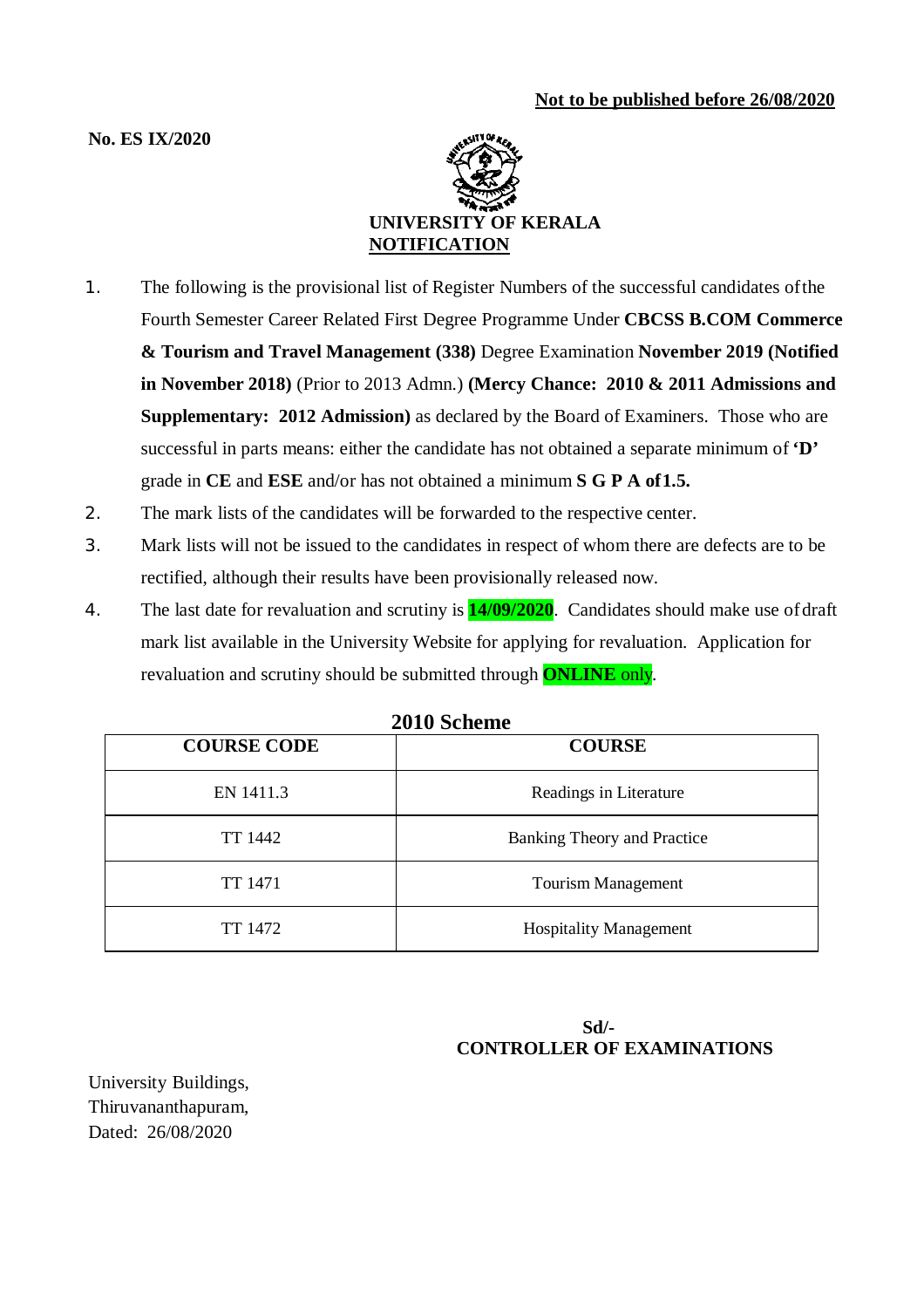**Not to be published before 26/08/2020**

**No. ES IX/2020**

**UNIVERSITY OF KERALA**

**NOTIFICATION**

1. The following is the provisional list of Register Numbers of the successful candidates of the Fourth Semester Career Related First Degree Programme Under **CBCSS B.COM Commerce & Tourism and Travel Management (338)** Degree Examination **November 2019 (Notified in November 2018)** (Prior to 2013 Admn.) **(Mercy Chance: 2010 & 2011 Admissions and Supplementary: 2012 Admission)** as declared by the Board of Examiners. Those who are successful in parts means: either the candidate has not obtained a separate minimum of **'D'** grade in **CE** and **ESE** and/or has not obtained a minimum **S G P A of 1.5.**
2. The mark lists of the candidates will be forwarded to the respective center.
3. Mark lists will not be issued to the candidates in respect of whom there are defects are to be rectified, although their results have been provisionally released now.
4. The last date for revaluation and scrutiny is **14/09/2020**. Candidates should make use of draft mark list available in the University Website for applying for revaluation. Application for revaluation and scrutiny should be submitted through **ONLINE** only.

**2010 Scheme**

| COURSE CODE | COURSE |
|---|---|
| EN 1411.3 | Readings in Literature |
| TT 1442 | Banking Theory and Practice |
| TT 1471 | Tourism Management |
| TT 1472 | Hospitality Management |

**Sd/-**
**CONTROLLER OF EXAMINATIONS**

University Buildings,
Thiruvananthapuram,
Dated: 26/08/2020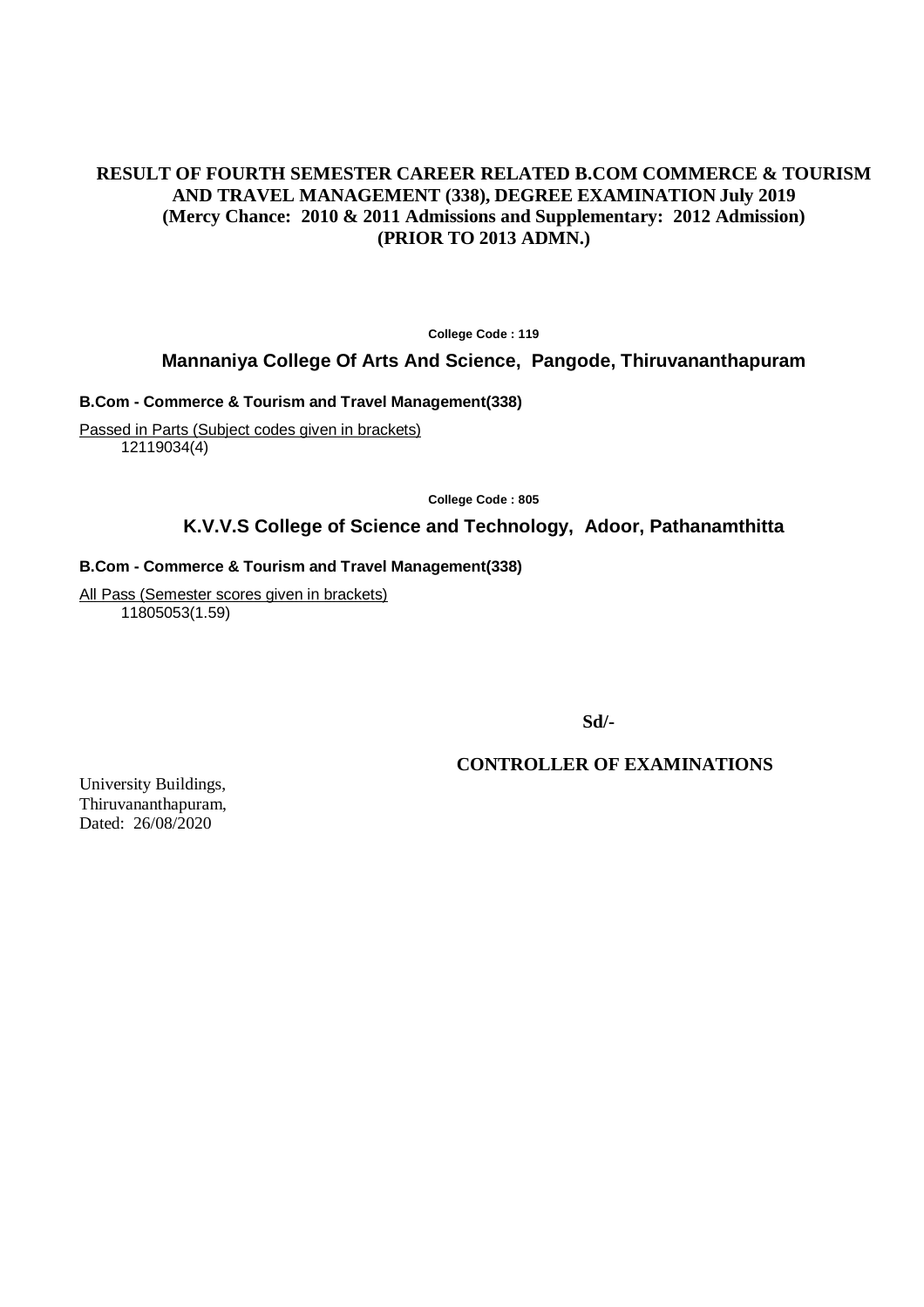## RESULT OF FOURTH SEMESTER CAREER RELATED B.COM COMMERCE & TOURISM AND TRAVEL MANAGEMENT (338), DEGREE EXAMINATION July 2019
## (Mercy Chance: 2010 & 2011 Admissions and Supplementary: 2012 Admission)
## (PRIOR TO 2013 ADMN.)

**College Code : 119**

### Mannaniya College Of Arts And Science, Pangode, Thiruvananthapuram

**B.Com - Commerce & Tourism and Travel Management(338)**

Passed in Parts (Subject codes given in brackets)
12119034(4)

**College Code : 805**

### K.V.V.S College of Science and Technology, Adoor, Pathanamthitta

**B.Com - Commerce & Tourism and Travel Management(338)**

All Pass (Semester scores given in brackets)
11805053(1.59)

**Sd/-**

**CONTROLLER OF EXAMINATIONS**

University Buildings,
Thiruvananthapuram,
Dated: 26/08/2020